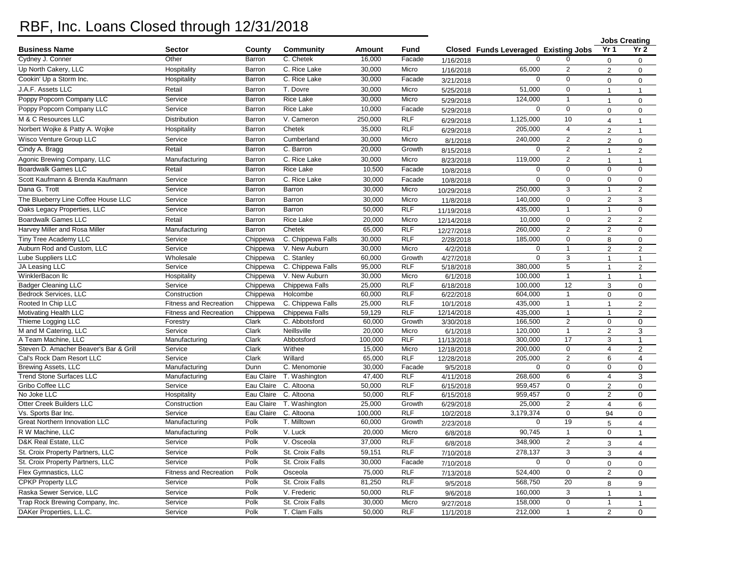# RBF, Inc. Loans Closed through 12/31/2018

| Business Name | Sector | County | Community | Amount | Fund | Closed | Funds Leveraged | Existing Jobs | Jobs Creating Yr 1 | Jobs Creating Yr 2 |
|---|---|---|---|---|---|---|---|---|---|---|
| Cydney J. Conner | Other | Barron | C. Chetek | 16,000 | Facade | 1/16/2018 | 0 | 0 | 0 | 0 |
| Up North Cakery, LLC | Hospitality | Barron | C. Rice Lake | 30,000 | Micro | 1/16/2018 | 65,000 | 2 | 2 | 0 |
| Cookin' Up a Storm Inc. | Hospitality | Barron | C. Rice Lake | 30,000 | Facade | 3/21/2018 | 0 | 0 | 0 | 0 |
| J.A.F. Assets LLC | Retail | Barron | T. Dovre | 30,000 | Micro | 5/25/2018 | 51,000 | 0 | 1 | 1 |
| Poppy Popcorn Company LLC | Service | Barron | Rice Lake | 30,000 | Micro | 5/29/2018 | 124,000 | 1 | 1 | 0 |
| Poppy Popcorn Company LLC | Service | Barron | Rice Lake | 10,000 | Facade | 5/29/2018 | 0 | 0 | 0 | 0 |
| M & C Resources LLC | Distribution | Barron | V. Cameron | 250,000 | RLF | 6/29/2018 | 1,125,000 | 10 | 4 | 1 |
| Norbert Wojke & Patty A. Wojke | Hospitality | Barron | Chetek | 35,000 | RLF | 6/29/2018 | 205,000 | 4 | 2 | 1 |
| Wisco Venture Group LLC | Service | Barron | Cumberland | 30,000 | Micro | 8/1/2018 | 240,000 | 2 | 2 | 0 |
| Cindy A. Bragg | Retail | Barron | C. Barron | 20,000 | Growth | 8/15/2018 | 0 | 2 | 1 | 2 |
| Agonic Brewing Company, LLC | Manufacturing | Barron | C. Rice Lake | 30,000 | Micro | 8/23/2018 | 119,000 | 2 | 1 | 1 |
| Boardwalk Games LLC | Retail | Barron | Rice Lake | 10,500 | Facade | 10/8/2018 | 0 | 0 | 0 | 0 |
| Scott Kaufmann & Brenda Kaufmann | Service | Barron | C. Rice Lake | 30,000 | Facade | 10/8/2018 | 0 | 0 | 0 | 0 |
| Dana G. Trott | Service | Barron | Barron | 30,000 | Micro | 10/29/2018 | 250,000 | 3 | 1 | 2 |
| The Blueberry Line Coffee House LLC | Service | Barron | Barron | 30,000 | Micro | 11/8/2018 | 140,000 | 0 | 2 | 3 |
| Oaks Legacy Properties, LLC | Service | Barron | Barron | 50,000 | RLF | 11/19/2018 | 435,000 | 1 | 1 | 0 |
| Boardwalk Games LLC | Retail | Barron | Rice Lake | 20,000 | Micro | 12/14/2018 | 10,000 | 0 | 2 | 2 |
| Harvey Miller and Rosa Miller | Manufacturing | Barron | Chetek | 65,000 | RLF | 12/27/2018 | 260,000 | 2 | 2 | 0 |
| Tiny Tree Academy LLC | Service | Chippewa | C. Chippewa Falls | 30,000 | RLF | 2/28/2018 | 185,000 | 0 | 8 | 0 |
| Auburn Rod and Custom, LLC | Service | Chippewa | V. New Auburn | 30,000 | Micro | 4/2/2018 | 0 | 1 | 2 | 2 |
| Lube Suppliers LLC | Wholesale | Chippewa | C. Stanley | 60,000 | Growth | 4/27/2018 | 0 | 3 | 1 | 1 |
| JA Leasing LLC | Service | Chippewa | C. Chippewa Falls | 95,000 | RLF | 5/18/2018 | 380,000 | 5 | 1 | 2 |
| WinklerBacon llc | Hospitality | Chippewa | V. New Auburn | 30,000 | Micro | 6/1/2018 | 100,000 | 1 | 1 | 1 |
| Badger Cleaning LLC | Service | Chippewa | Chippewa Falls | 25,000 | RLF | 6/18/2018 | 100,000 | 12 | 3 | 0 |
| Bedrock Services, LLC | Construction | Chippewa | Holcombe | 60,000 | RLF | 6/22/2018 | 604,000 | 1 | 0 | 0 |
| Rooted In Chip LLC | Fitness and Recreation | Chippewa | C. Chippewa Falls | 25,000 | RLF | 10/1/2018 | 435,000 | 1 | 1 | 2 |
| Motivating Health LLC | Fitness and Recreation | Chippewa | Chippewa Falls | 59,129 | RLF | 12/14/2018 | 435,000 | 1 | 1 | 2 |
| Thieme Logging LLC | Forestry | Clark | C. Abbotsford | 60,000 | Growth | 3/30/2018 | 166,500 | 2 | 0 | 0 |
| M and M Catering, LLC | Service | Clark | Neillsville | 20,000 | Micro | 6/1/2018 | 120,000 | 1 | 2 | 3 |
| A Team Machine, LLC | Manufacturing | Clark | Abbotsford | 100,000 | RLF | 11/13/2018 | 300,000 | 17 | 3 | 1 |
| Steven D. Amacher Beaver's Bar & Grill | Service | Clark | Withee | 15,000 | Micro | 12/18/2018 | 200,000 | 0 | 4 | 2 |
| Cal's Rock Dam Resort LLC | Service | Clark | Willard | 65,000 | RLF | 12/28/2018 | 205,000 | 2 | 6 | 4 |
| Brewing Assets, LLC | Manufacturing | Dunn | C. Menomonie | 30,000 | Facade | 9/5/2018 | 0 | 0 | 0 | 0 |
| Trend Stone Surfaces LLC | Manufacturing | Eau Claire | T. Washington | 47,400 | RLF | 4/11/2018 | 268,600 | 6 | 4 | 3 |
| Gribo Coffee LLC | Service | Eau Claire | C. Altoona | 50,000 | RLF | 6/15/2018 | 959,457 | 0 | 2 | 0 |
| No Joke LLC | Hospitality | Eau Claire | C. Altoona | 50,000 | RLF | 6/15/2018 | 959,457 | 0 | 2 | 0 |
| Otter Creek Builders LLC | Construction | Eau Claire | T. Washington | 25,000 | Growth | 6/29/2018 | 25,000 | 2 | 4 | 6 |
| Vs. Sports Bar Inc. | Service | Eau Claire | C. Altoona | 100,000 | RLF | 10/2/2018 | 3,179,374 | 0 | 94 | 0 |
| Great Northern Innovation LLC | Manufacturing | Polk | T. Milltown | 60,000 | Growth | 2/23/2018 | 0 | 19 | 5 | 4 |
| R W Machine, LLC | Manufacturing | Polk | V. Luck | 20,000 | Micro | 6/8/2018 | 90,745 | 1 | 0 | 1 |
| D&K Real Estate, LLC | Service | Polk | V. Osceola | 37,000 | RLF | 6/8/2018 | 348,900 | 2 | 3 | 4 |
| St. Croix Property Partners, LLC | Service | Polk | St. Croix Falls | 59,151 | RLF | 7/10/2018 | 278,137 | 3 | 3 | 4 |
| St. Croix Property Partners, LLC | Service | Polk | St. Croix Falls | 30,000 | Facade | 7/10/2018 | 0 | 0 | 0 | 0 |
| Flex Gymnastics, LLC | Fitness and Recreation | Polk | Osceola | 75,000 | RLF | 7/13/2018 | 524,400 | 0 | 2 | 0 |
| CPKP Property LLC | Service | Polk | St. Croix Falls | 81,250 | RLF | 9/5/2018 | 568,750 | 20 | 8 | 9 |
| Raska Sewer Service, LLC | Service | Polk | V. Frederic | 50,000 | RLF | 9/6/2018 | 160,000 | 3 | 1 | 1 |
| Trap Rock Brewing Company, Inc. | Service | Polk | St. Croix Falls | 30,000 | Micro | 9/27/2018 | 158,000 | 0 | 1 | 1 |
| DAKer Properties, L.L.C. | Service | Polk | T. Clam Falls | 50,000 | RLF | 11/1/2018 | 212,000 | 1 | 2 | 0 |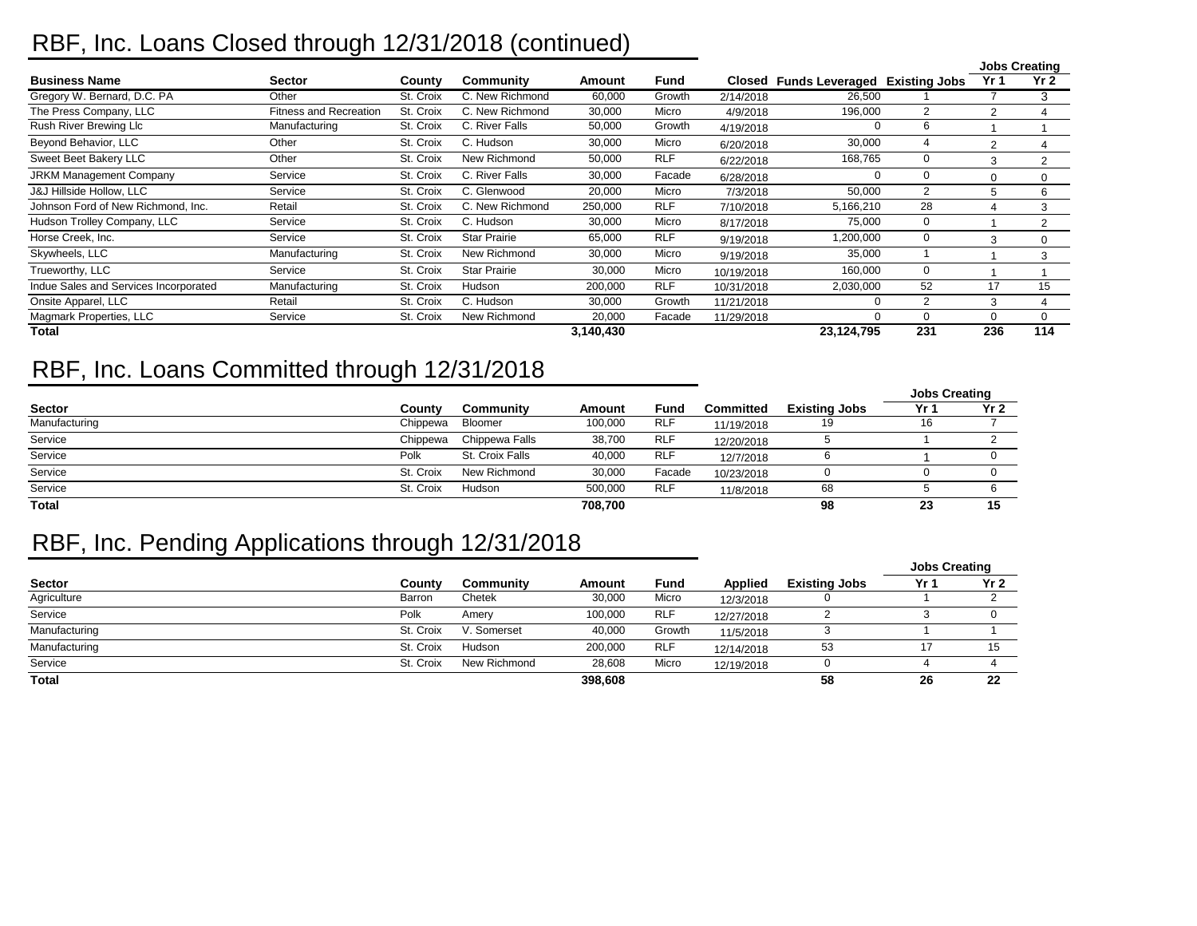# RBF, Inc. Loans Closed through 12/31/2018 (continued)

| Business Name | Sector | County | Community | Amount | Fund | Closed | Funds Leveraged | Existing Jobs | Jobs Creating | |
|---|---|---|---|---|---|---|---|---|---|---|
| | | | | | | | | | Yr 1 | Yr 2 |
| Gregory W. Bernard, D.C. PA | Other | St. Croix | C. New Richmond | 60,000 | Growth | 2/14/2018 | 26,500 | 1 | 7 | 3 |
| The Press Company, LLC | Fitness and Recreation | St. Croix | C. New Richmond | 30,000 | Micro | 4/9/2018 | 196,000 | 2 | 2 | 4 |
| Rush River Brewing Llc | Manufacturing | St. Croix | C. River Falls | 50,000 | Growth | 4/19/2018 | 0 | 6 | 1 | 1 |
| Beyond Behavior, LLC | Other | St. Croix | C. Hudson | 30,000 | Micro | 6/20/2018 | 30,000 | 4 | 2 | 4 |
| Sweet Beet Bakery LLC | Other | St. Croix | New Richmond | 50,000 | RLF | 6/22/2018 | 168,765 | 0 | 3 | 2 |
| JRKM Management Company | Service | St. Croix | C. River Falls | 30,000 | Facade | 6/28/2018 | 0 | 0 | 0 | 0 |
| J&J Hillside Hollow, LLC | Service | St. Croix | C. Glenwood | 20,000 | Micro | 7/3/2018 | 50,000 | 2 | 5 | 6 |
| Johnson Ford of New Richmond, Inc. | Retail | St. Croix | C. New Richmond | 250,000 | RLF | 7/10/2018 | 5,166,210 | 28 | 4 | 3 |
| Hudson Trolley Company, LLC | Service | St. Croix | C. Hudson | 30,000 | Micro | 8/17/2018 | 75,000 | 0 | 1 | 2 |
| Horse Creek, Inc. | Service | St. Croix | Star Prairie | 65,000 | RLF | 9/19/2018 | 1,200,000 | 0 | 3 | 0 |
| Skywheels, LLC | Manufacturing | St. Croix | New Richmond | 30,000 | Micro | 9/19/2018 | 35,000 | 1 | 1 | 3 |
| Trueworthy, LLC | Service | St. Croix | Star Prairie | 30,000 | Micro | 10/19/2018 | 160,000 | 0 | 1 | 1 |
| Indue Sales and Services Incorporated | Manufacturing | St. Croix | Hudson | 200,000 | RLF | 10/31/2018 | 2,030,000 | 52 | 17 | 15 |
| Onsite Apparel, LLC | Retail | St. Croix | C. Hudson | 30,000 | Growth | 11/21/2018 | 0 | 2 | 3 | 4 |
| Magmark Properties, LLC | Service | St. Croix | New Richmond | 20,000 | Facade | 11/29/2018 | 0 | 0 | 0 | 0 |
| **Total** | | | | **3,140,430** | | | **23,124,795** | **231** | **236** | **114** |

# RBF, Inc. Loans Committed through 12/31/2018

| Sector | County | Community | Amount | Fund | Committed | Existing Jobs | Jobs Creating | |
|---|---|---|---|---|---|---|---|---|
| | | | | | | | Yr 1 | Yr 2 |
| Manufacturing | Chippewa | Bloomer | 100,000 | RLF | 11/19/2018 | 19 | 16 | 7 |
| Service | Chippewa | Chippewa Falls | 38,700 | RLF | 12/20/2018 | 5 | 1 | 2 |
| Service | Polk | St. Croix Falls | 40,000 | RLF | 12/7/2018 | 6 | 1 | 0 |
| Service | St. Croix | New Richmond | 30,000 | Facade | 10/23/2018 | 0 | 0 | 0 |
| Service | St. Croix | Hudson | 500,000 | RLF | 11/8/2018 | 68 | 5 | 6 |
| **Total** | | | **708,700** | | | **98** | **23** | **15** |

# RBF, Inc. Pending Applications through 12/31/2018

| Sector | County | Community | Amount | Fund | Applied | Existing Jobs | Jobs Creating | |
|---|---|---|---|---|---|---|---|---|
| | | | | | | | Yr 1 | Yr 2 |
| Agriculture | Barron | Chetek | 30,000 | Micro | 12/3/2018 | 0 | 1 | 2 |
| Service | Polk | Amery | 100,000 | RLF | 12/27/2018 | 2 | 3 | 0 |
| Manufacturing | St. Croix | V. Somerset | 40,000 | Growth | 11/5/2018 | 3 | 1 | 1 |
| Manufacturing | St. Croix | Hudson | 200,000 | RLF | 12/14/2018 | 53 | 17 | 15 |
| Service | St. Croix | New Richmond | 28,608 | Micro | 12/19/2018 | 0 | 4 | 4 |
| **Total** | | | **398,608** | | | **58** | **26** | **22** |